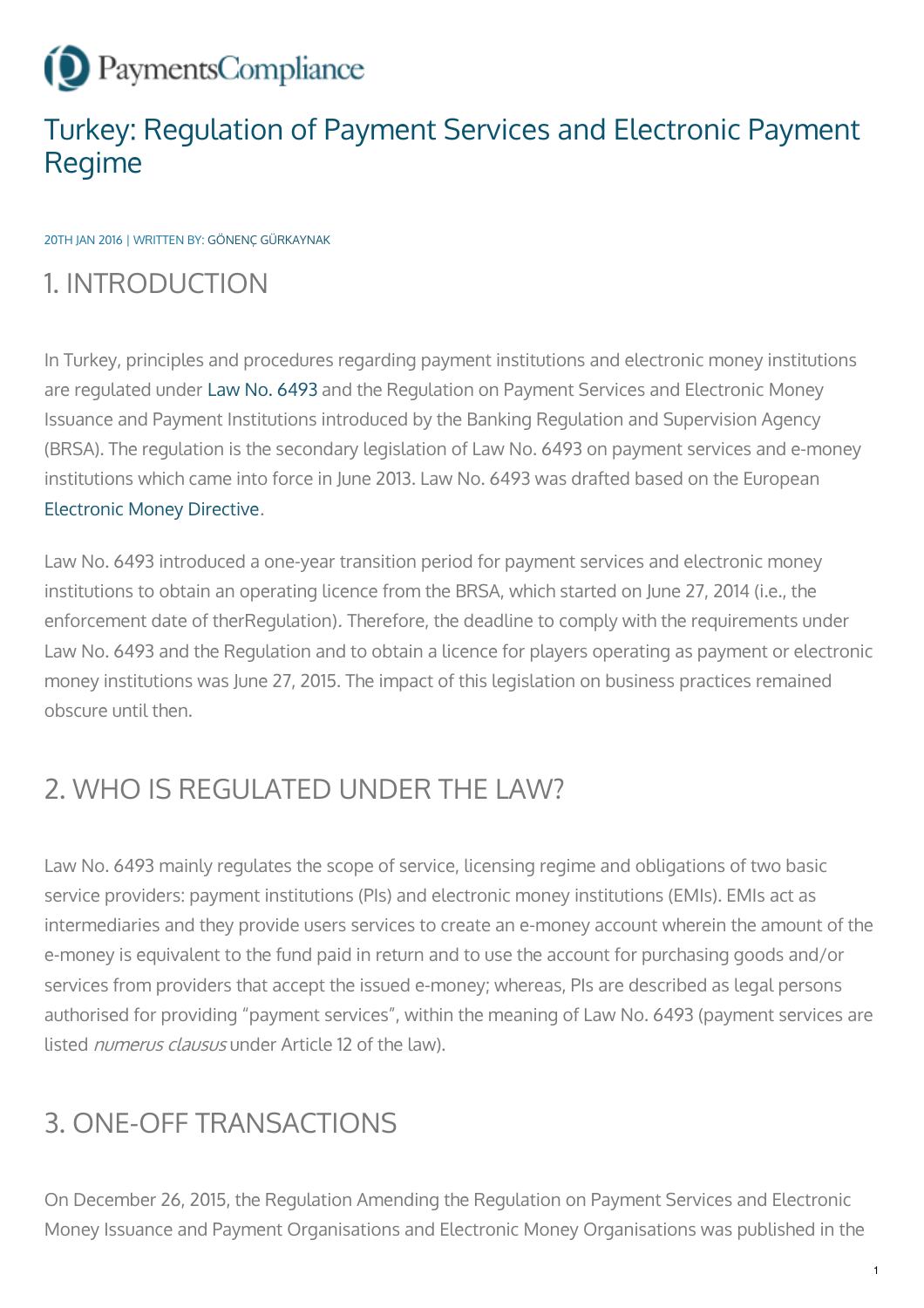PaymentsCompliance

# Turkey: Regulation of Payment Services and Electronic Payment Regime

20TH JAN 2016 | WRITTEN BY: GÖNENÇ GÜRKAYNAK

## 1. INTRODUCTION

In Turkey, principles and procedures regarding payment institutions and electronic money institutions are regulated under Law No. 6493 and the Regulation on Payment Services and Electronic Money Issuance and Payment Institutions introduced by the Banking Regulation and Supervision Agency (BRSA). The regulation is the secondary legislation of Law No. 6493 on payment services and e-money institutions which came into force in June 2013. Law No. 6493 was drafted based on the European Electronic Money Directive.

Law No. 6493 introduced a one-year transition period for payment services and electronic money institutions to obtain an operating licence from the BRSA, which started on June 27, 2014 (i.e., the enforcement date of therRegulation). Therefore, the deadline to comply with the requirements under Law No. 6493 and the Regulation and to obtain a licence for players operating as payment or electronic money institutions was June 27, 2015. The impact of this legislation on business practices remained obscure until then.

## 2. WHO IS REGULATED UNDER THE LAW?

Law No. 6493 mainly regulates the scope of service, licensing regime and obligations of two basic service providers: payment institutions (PIs) and electronic money institutions (EMIs). EMIs act as intermediaries and they provide users services to create an e-money account wherein the amount of the e-money is equivalent to the fund paid in return and to use the account for purchasing goods and/or services from providers that accept the issued e-money; whereas, PIs are described as legal persons authorised for providing "payment services", within the meaning of Law No. 6493 (payment services are listed *numerus clausus* under Article 12 of the law).

## 3. ONE-OFF TRANSACTIONS

On December 26, 2015, the Regulation Amending the Regulation on Payment Services and Electronic Money Issuance and Payment Organisations and Electronic Money Organisations was published in the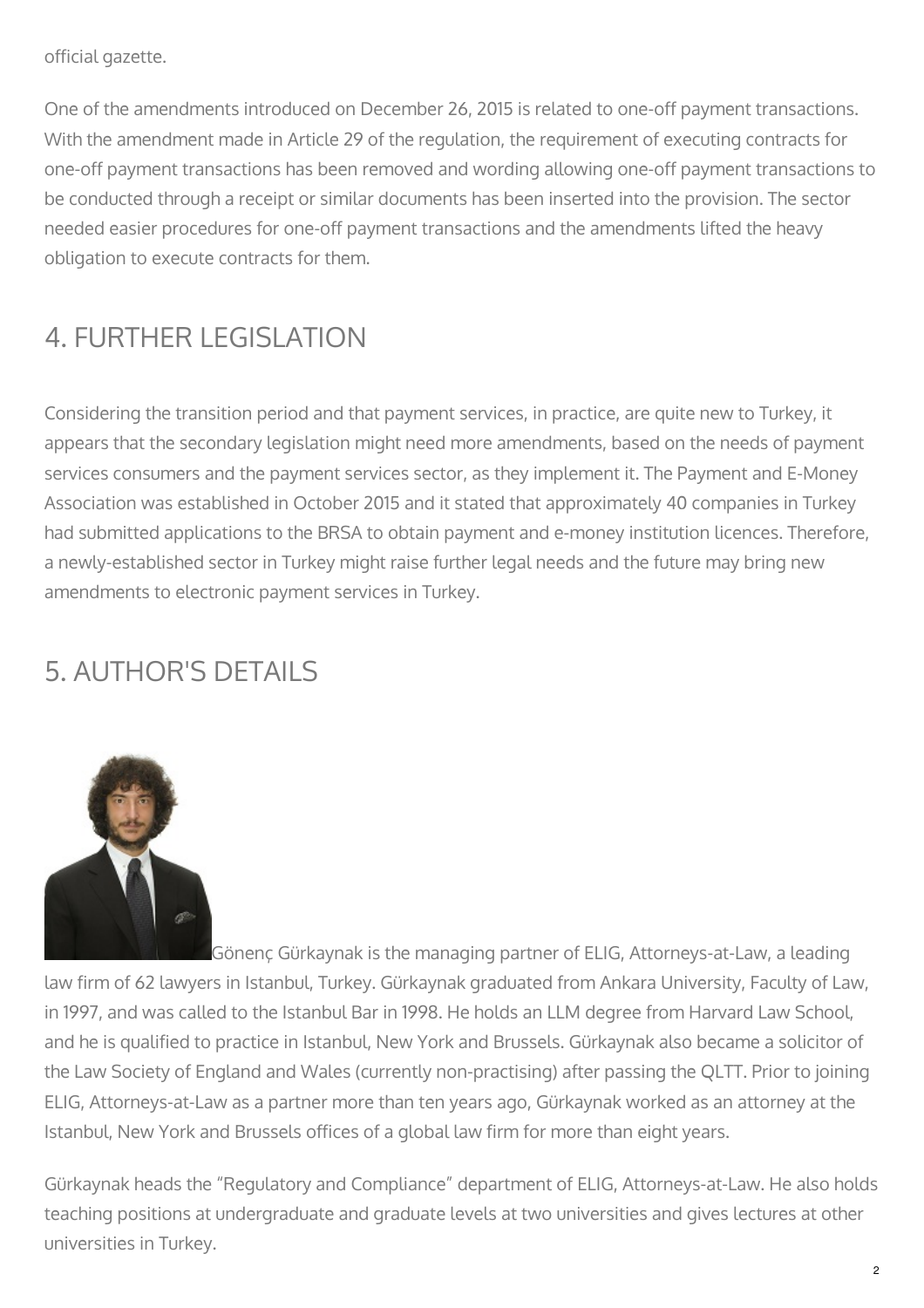official gazette.

One of the amendments introduced on December 26, 2015 is related to one-off payment transactions. With the amendment made in Article 29 of the regulation, the requirement of executing contracts for one-off payment transactions has been removed and wording allowing one-off payment transactions to be conducted through a receipt or similar documents has been inserted into the provision. The sector needed easier procedures for one-off payment transactions and the amendments lifted the heavy obligation to execute contracts for them.

## 4. FURTHER LEGISLATION

Considering the transition period and that payment services, in practice, are quite new to Turkey, it appears that the secondary legislation might need more amendments, based on the needs of payment services consumers and the payment services sector, as they implement it. The Payment and E-Money Association was established in October 2015 and it stated that approximately 40 companies in Turkey had submitted applications to the BRSA to obtain payment and e-money institution licences. Therefore, a newly-established sector in Turkey might raise further legal needs and the future may bring new amendments to electronic payment services in Turkey.

## 5. AUTHOR'S DETAILS

Gönenç Gürkaynak is the managing partner of ELIG, Attorneys-at-Law, a leading law firm of 62 lawyers in Istanbul, Turkey. Gürkaynak graduated from Ankara University, Faculty of Law, in 1997, and was called to the Istanbul Bar in 1998. He holds an LLM degree from Harvard Law School, and he is qualified to practice in Istanbul, New York and Brussels. Gürkaynak also became a solicitor of the Law Society of England and Wales (currently non-practising) after passing the QLTT. Prior to joining ELIG, Attorneys-at-Law as a partner more than ten years ago, Gürkaynak worked as an attorney at the Istanbul, New York and Brussels offices of a global law firm for more than eight years.

Gürkaynak heads the "Regulatory and Compliance" department of ELIG, Attorneys-at-Law. He also holds teaching positions at undergraduate and graduate levels at two universities and gives lectures at other universities in Turkey.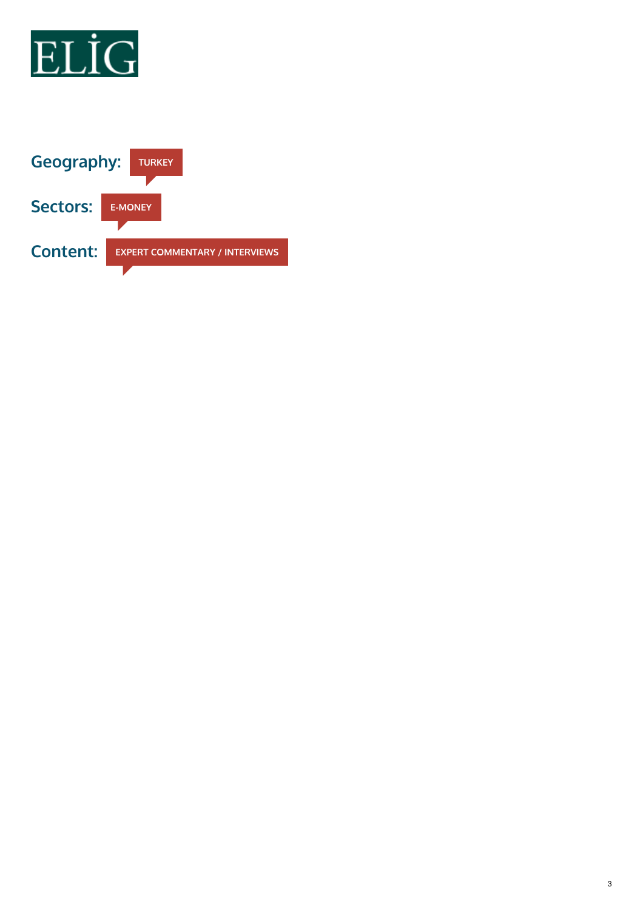ELİG

**Geography:** TURKEY

**Sectors:** E-MONEY

**Content:** EXPERT COMMENTARY / INTERVIEWS